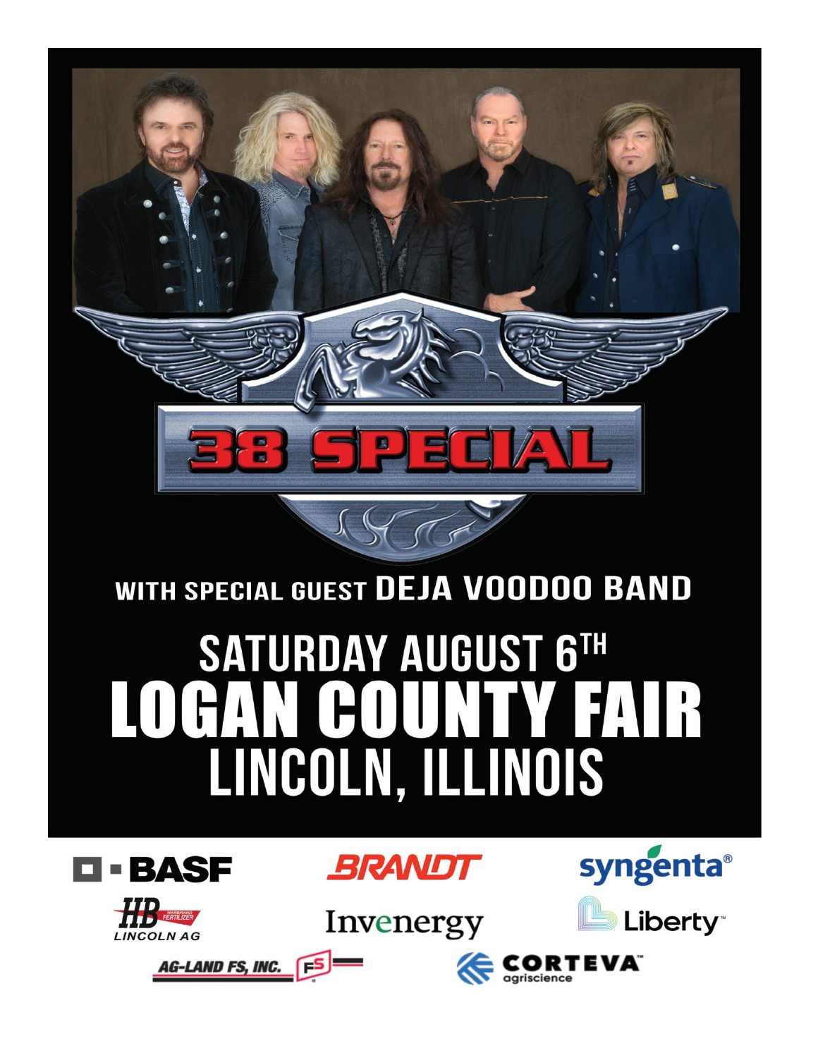# 38 SPECIAL

**WITH SPECIAL GUEST DEJA VOODOO BAND**

## SATURDAY AUGUST 6TH

# LOGAN COUNTY FAIR

## LINCOLN, ILLINOIS

BASF

BRANDT

syngenta®

HB HARBRAND FERTILIZER LINCOLN AG

Invenergy

Liberty™

AG-LAND FS, INC. FS

CORTEVA™ agriscience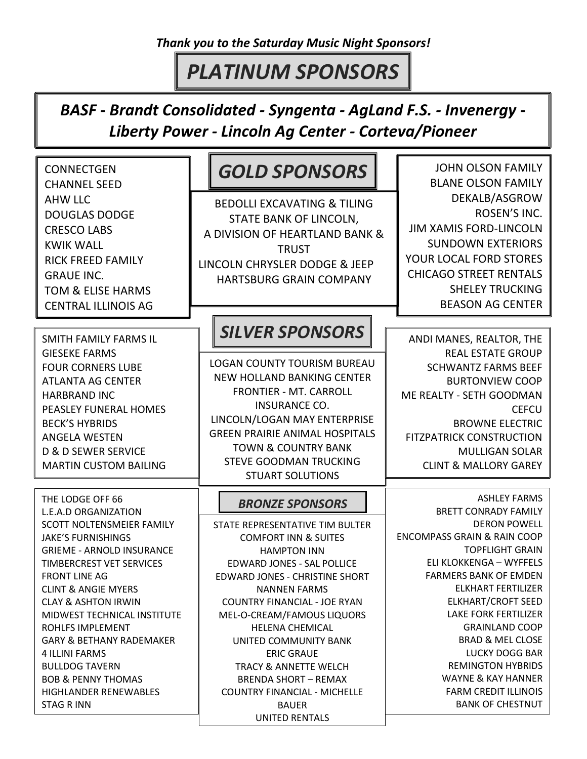***Thank you to the Saturday Music Night Sponsors!***

# *PLATINUM SPONSORS*

***BASF - Brandt Consolidated - Syngenta - AgLand F.S. - Invenergy - Liberty Power - Lincoln Ag Center - Corteva/Pioneer***

# *GOLD SPONSORS*

CONNECTGEN
CHANNEL SEED
AHW LLC
DOUGLAS DODGE
CRESCO LABS
KWIK WALL
RICK FREED FAMILY
GRAUE INC.
TOM & ELISE HARMS
CENTRAL ILLINOIS AG

BEDOLLI EXCAVATING & TILING
STATE BANK OF LINCOLN, A DIVISION OF HEARTLAND BANK & TRUST
LINCOLN CHRYSLER DODGE & JEEP
HARTSBURG GRAIN COMPANY

JOHN OLSON FAMILY
BLANE OLSON FAMILY
DEKALB/ASGROW
ROSEN'S INC.
JIM XAMIS FORD-LINCOLN
SUNDOWN EXTERIORS
YOUR LOCAL FORD STORES
CHICAGO STREET RENTALS
SHELEY TRUCKING
BEASON AG CENTER

# *SILVER SPONSORS*

SMITH FAMILY FARMS IL
GIESEKE FARMS
FOUR CORNERS LUBE
ATLANTA AG CENTER
HARBRAND INC
PEASLEY FUNERAL HOMES
BECK'S HYBRIDS
ANGELA WESTEN
D & D SEWER SERVICE
MARTIN CUSTOM BAILING

LOGAN COUNTY TOURISM BUREAU
NEW HOLLAND BANKING CENTER
FRONTIER - MT. CARROLL INSURANCE CO.
LINCOLN/LOGAN MAY ENTERPRISE
GREEN PRAIRIE ANIMAL HOSPITALS
TOWN & COUNTRY BANK
STEVE GOODMAN TRUCKING
STUART SOLUTIONS

ANDI MANES, REALTOR, THE REAL ESTATE GROUP
SCHWANTZ FARMS BEEF
BURTONVIEW COOP
ME REALTY - SETH GOODMAN
CEFCU
BROWNE ELECTRIC
FITZPATRICK CONSTRUCTION
MULLIGAN SOLAR
CLINT & MALLORY GAREY

## *BRONZE SPONSORS*

THE LODGE OFF 66
L.E.A.D ORGANIZATION
SCOTT NOLTENSMEIER FAMILY
JAKE'S FURNISHINGS
GRIEME - ARNOLD INSURANCE
TIMBERCREST VET SERVICES
FRONT LINE AG
CLINT & ANGIE MYERS
CLAY & ASHTON IRWIN
MIDWEST TECHNICAL INSTITUTE
ROHLFS IMPLEMENT
GARY & BETHANY RADEMAKER
4 ILLINI FARMS
BULLDOG TAVERN
BOB & PENNY THOMAS
HIGHLANDER RENEWABLES
STAG R INN

STATE REPRESENTATIVE TIM BULTER
COMFORT INN & SUITES
HAMPTON INN
EDWARD JONES - SAL POLLICE
EDWARD JONES - CHRISTINE SHORT
NANNEN FARMS
COUNTRY FINANCIAL - JOE RYAN
MEL-O-CREAM/FAMOUS LIQUORS
HELENA CHEMICAL
UNITED COMMUNITY BANK
ERIC GRAUE
TRACY & ANNETTE WELCH
BRENDA SHORT – REMAX
COUNTRY FINANCIAL - MICHELLE BAUER
UNITED RENTALS

ASHLEY FARMS
BRETT CONRADY FAMILY
DERON POWELL
ENCOMPASS GRAIN & RAIN COOP
TOPFLIGHT GRAIN
ELI KLOKKENGA – WYFFELS
FARMERS BANK OF EMDEN
ELKHART FERTILIZER
ELKHART/CROFT SEED
LAKE FORK FERTILIZER
GRAINLAND COOP
BRAD & MEL CLOSE
LUCKY DOGG BAR
REMINGTON HYBRIDS
WAYNE & KAY HANNER
FARM CREDIT ILLINOIS
BANK OF CHESTNUT